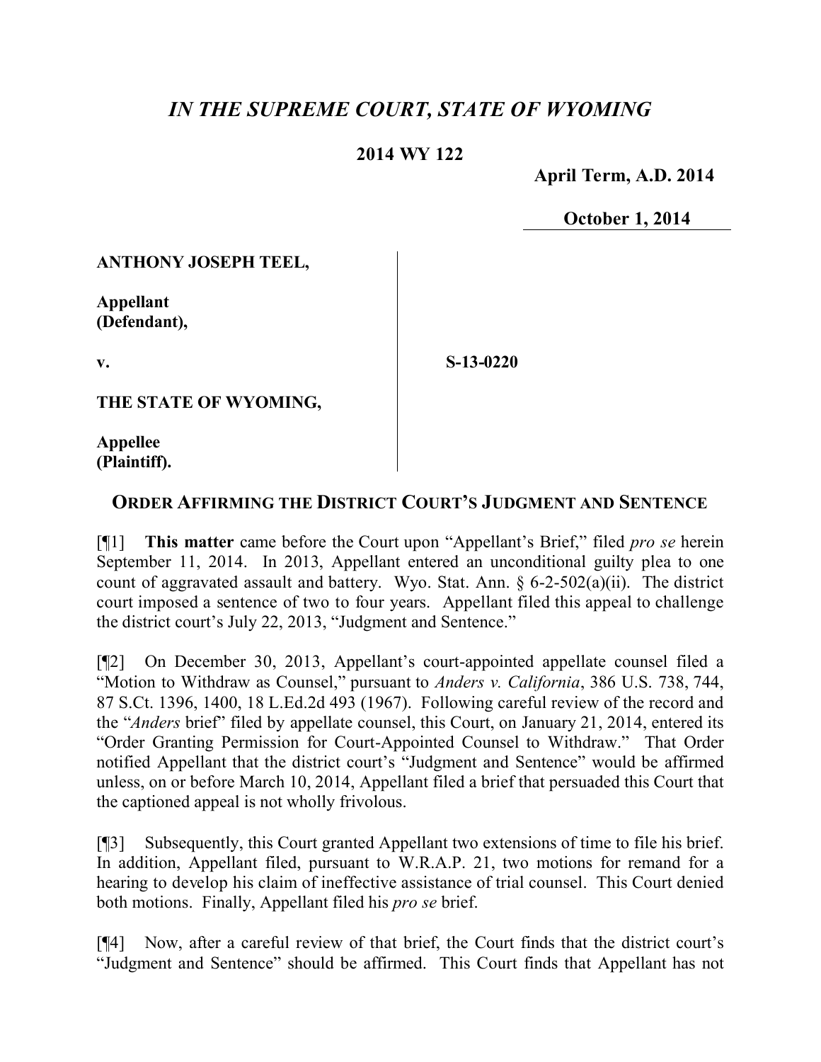# *IN THE SUPREME COURT, STATE OF WYOMING*

**2014 WY 122**

**April Term, A.D. 2014**

**October 1, 2014**

**ANTHONY JOSEPH TEEL,**

**Appellant (Defendant),**

**v.**

**S-13-0220**

**THE STATE OF WYOMING,**

**Appellee (Plaintiff).**

## ORDER AFFIRMING THE DISTRICT COURT'S JUDGMENT AND SENTENCE

[¶1] **This matter** came before the Court upon "Appellant's Brief," filed *pro se* herein September 11, 2014. In 2013, Appellant entered an unconditional guilty plea to one count of aggravated assault and battery. Wyo. Stat. Ann. § 6-2-502(a)(ii). The district court imposed a sentence of two to four years. Appellant filed this appeal to challenge the district court's July 22, 2013, "Judgment and Sentence."

[¶2] On December 30, 2013, Appellant's court-appointed appellate counsel filed a "Motion to Withdraw as Counsel," pursuant to *Anders v. California*, 386 U.S. 738, 744, 87 S.Ct. 1396, 1400, 18 L.Ed.2d 493 (1967). Following careful review of the record and the "*Anders* brief" filed by appellate counsel, this Court, on January 21, 2014, entered its "Order Granting Permission for Court-Appointed Counsel to Withdraw." That Order notified Appellant that the district court's "Judgment and Sentence" would be affirmed unless, on or before March 10, 2014, Appellant filed a brief that persuaded this Court that the captioned appeal is not wholly frivolous.

[¶3] Subsequently, this Court granted Appellant two extensions of time to file his brief. In addition, Appellant filed, pursuant to W.R.A.P. 21, two motions for remand for a hearing to develop his claim of ineffective assistance of trial counsel. This Court denied both motions. Finally, Appellant filed his *pro se* brief.

[¶4] Now, after a careful review of that brief, the Court finds that the district court's "Judgment and Sentence" should be affirmed. This Court finds that Appellant has not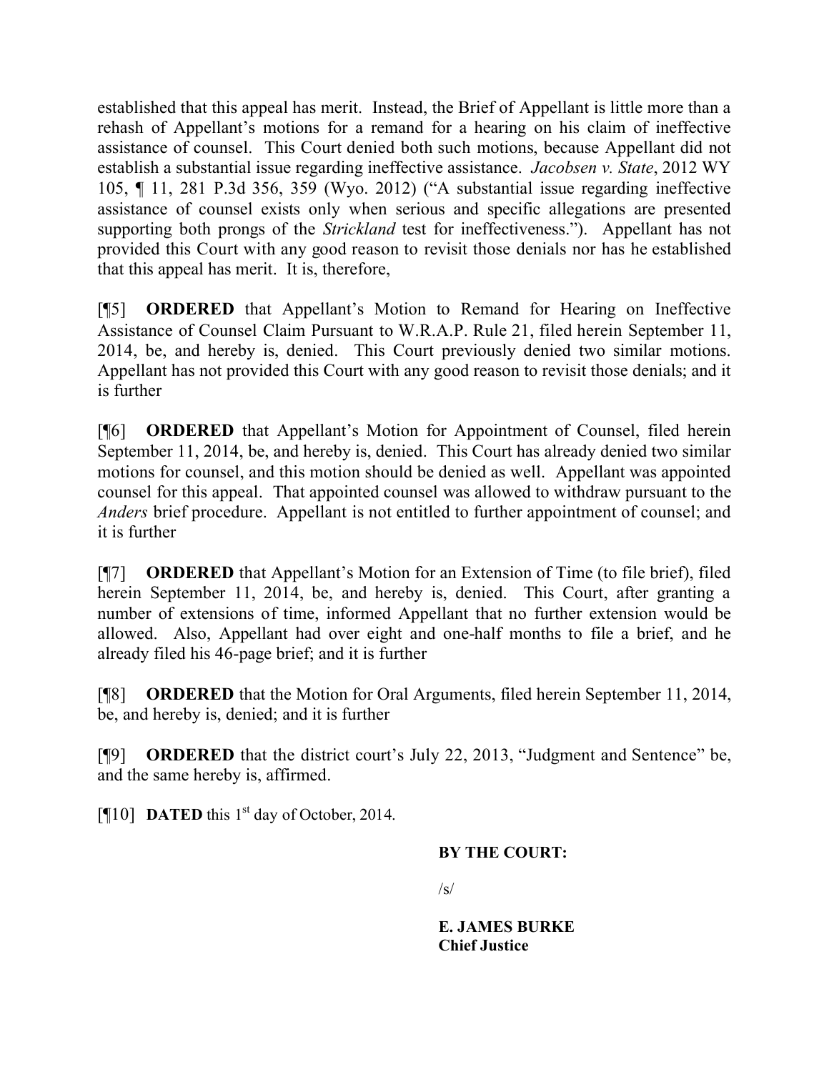established that this appeal has merit. Instead, the Brief of Appellant is little more than a rehash of Appellant's motions for a remand for a hearing on his claim of ineffective assistance of counsel. This Court denied both such motions, because Appellant did not establish a substantial issue regarding ineffective assistance. *Jacobsen v. State*, 2012 WY 105, ¶ 11, 281 P.3d 356, 359 (Wyo. 2012) ("A substantial issue regarding ineffective assistance of counsel exists only when serious and specific allegations are presented supporting both prongs of the *Strickland* test for ineffectiveness."). Appellant has not provided this Court with any good reason to revisit those denials nor has he established that this appeal has merit. It is, therefore,

[¶5] **ORDERED** that Appellant's Motion to Remand for Hearing on Ineffective Assistance of Counsel Claim Pursuant to W.R.A.P. Rule 21, filed herein September 11, 2014, be, and hereby is, denied. This Court previously denied two similar motions. Appellant has not provided this Court with any good reason to revisit those denials; and it is further

[¶6] **ORDERED** that Appellant's Motion for Appointment of Counsel, filed herein September 11, 2014, be, and hereby is, denied. This Court has already denied two similar motions for counsel, and this motion should be denied as well. Appellant was appointed counsel for this appeal. That appointed counsel was allowed to withdraw pursuant to the *Anders* brief procedure. Appellant is not entitled to further appointment of counsel; and it is further

[¶7] **ORDERED** that Appellant's Motion for an Extension of Time (to file brief), filed herein September 11, 2014, be, and hereby is, denied. This Court, after granting a number of extensions of time, informed Appellant that no further extension would be allowed. Also, Appellant had over eight and one-half months to file a brief, and he already filed his 46-page brief; and it is further

[¶8] **ORDERED** that the Motion for Oral Arguments, filed herein September 11, 2014, be, and hereby is, denied; and it is further

[¶9] **ORDERED** that the district court's July 22, 2013, "Judgment and Sentence" be, and the same hereby is, affirmed.

[¶10] **DATED** this 1st day of October, 2014.

**BY THE COURT:**

/s/

**E. JAMES BURKE**
**Chief Justice**